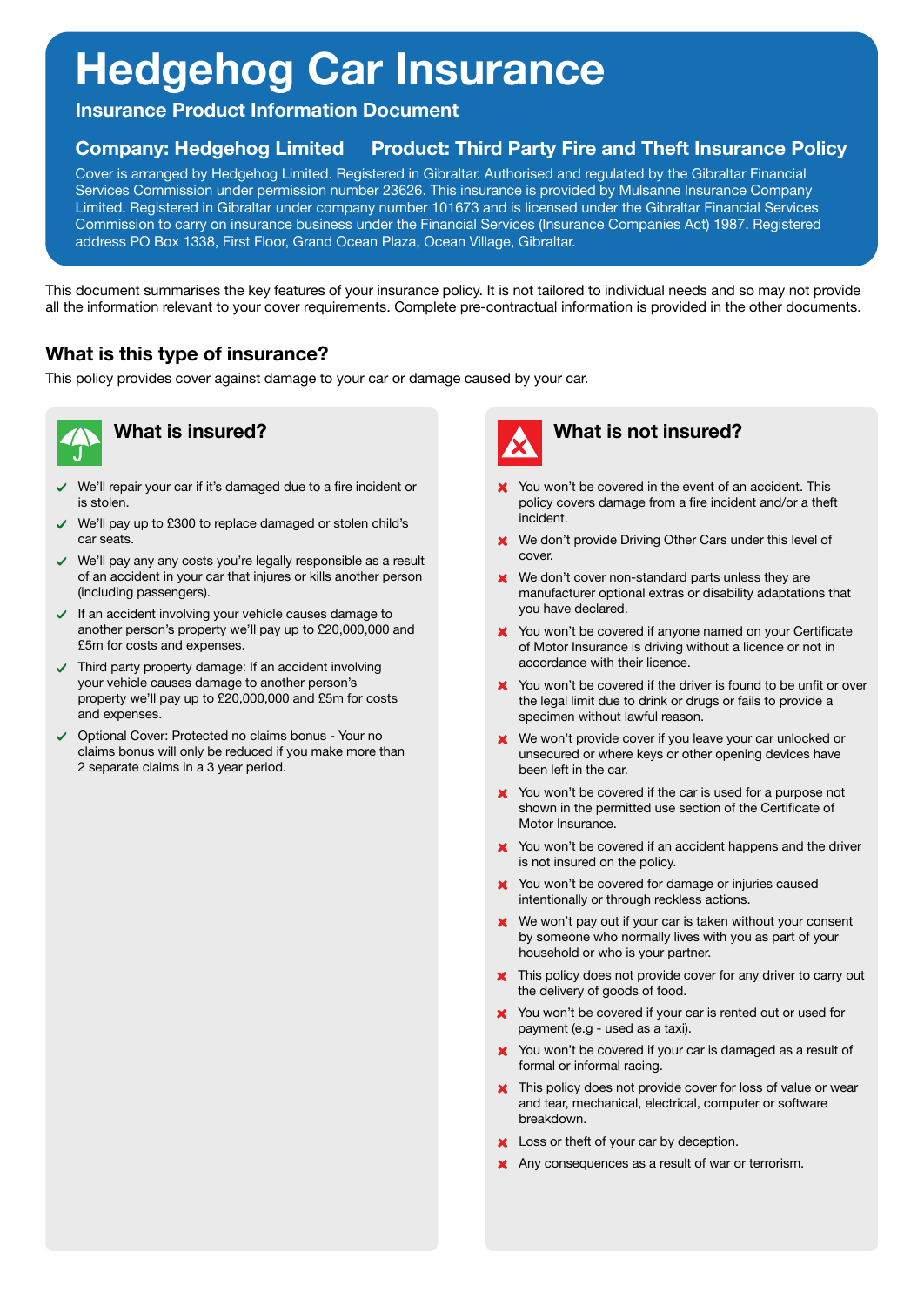# Hedgehog Car Insurance

## Insurance Product Information Document

### Company: Hedgehog Limited Product: Third Party Fire and Theft Insurance Policy

Cover is arranged by Hedgehog Limited. Registered in Gibraltar. Authorised and regulated by the Gibraltar Financial Services Commission under permission number 23626. This insurance is provided by Mulsanne Insurance Company Limited. Registered in Gibraltar under company number 101673 and is licensed under the Gibraltar Financial Services Commission to carry on insurance business under the Financial Services (Insurance Companies Act) 1987. Registered address PO Box 1338, First Floor, Grand Ocean Plaza, Ocean Village, Gibraltar.

This document summarises the key features of your insurance policy. It is not tailored to individual needs and so may not provide all the information relevant to your cover requirements. Complete pre-contractual information is provided in the other documents.

## What is this type of insurance?

This policy provides cover against damage to your car or damage caused by your car.

## What is insured?

- ✔ We'll repair your car if it's damaged due to a fire incident or is stolen.
- ✔ We'll pay up to £300 to replace damaged or stolen child's car seats.
- ✔ We'll pay any any costs you're legally responsible as a result of an accident in your car that injures or kills another person (including passengers).
- ✔ If an accident involving your vehicle causes damage to another person's property we'll pay up to £20,000,000 and £5m for costs and expenses.
- ✔ Third party property damage: If an accident involving your vehicle causes damage to another person's property we'll pay up to £20,000,000 and £5m for costs and expenses.
- ✔ Optional Cover: Protected no claims bonus - Your no claims bonus will only be reduced if you make more than 2 separate claims in a 3 year period.

## What is not insured?

- ✘ You won't be covered in the event of an accident. This policy covers damage from a fire incident and/or a theft incident.
- ✘ We don't provide Driving Other Cars under this level of cover.
- ✘ We don't cover non-standard parts unless they are manufacturer optional extras or disability adaptations that you have declared.
- ✘ You won't be covered if anyone named on your Certificate of Motor Insurance is driving without a licence or not in accordance with their licence.
- ✘ You won't be covered if the driver is found to be unfit or over the legal limit due to drink or drugs or fails to provide a specimen without lawful reason.
- ✘ We won't provide cover if you leave your car unlocked or unsecured or where keys or other opening devices have been left in the car.
- ✘ You won't be covered if the car is used for a purpose not shown in the permitted use section of the Certificate of Motor Insurance.
- ✘ You won't be covered if an accident happens and the driver is not insured on the policy.
- ✘ You won't be covered for damage or injuries caused intentionally or through reckless actions.
- ✘ We won't pay out if your car is taken without your consent by someone who normally lives with you as part of your household or who is your partner.
- ✘ This policy does not provide cover for any driver to carry out the delivery of goods of food.
- ✘ You won't be covered if your car is rented out or used for payment (e.g - used as a taxi).
- ✘ You won't be covered if your car is damaged as a result of formal or informal racing.
- ✘ This policy does not provide cover for loss of value or wear and tear, mechanical, electrical, computer or software breakdown.
- ✘ Loss or theft of your car by deception.
- ✘ Any consequences as a result of war or terrorism.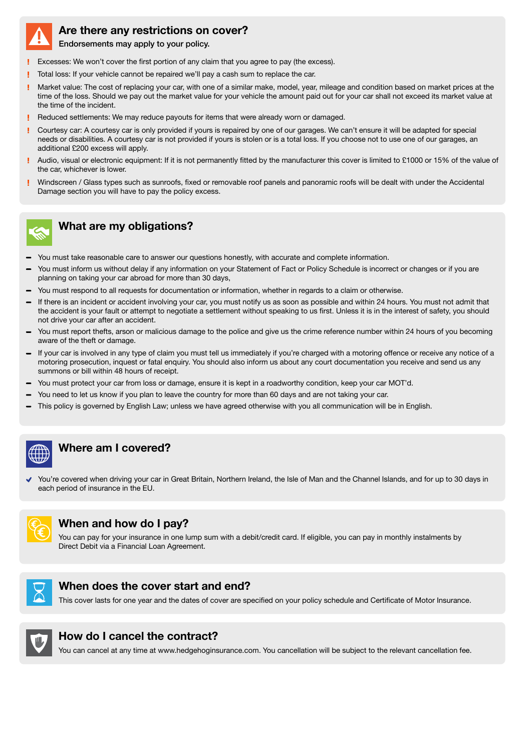## Are there any restrictions on cover?

**Endorsements may apply to your policy.**

- Excesses: We won't cover the first portion of any claim that you agree to pay (the excess).
- Total loss: If your vehicle cannot be repaired we'll pay a cash sum to replace the car.
- Market value: The cost of replacing your car, with one of a similar make, model, year, mileage and condition based on market prices at the time of the loss. Should we pay out the market value for your vehicle the amount paid out for your car shall not exceed its market value at the time of the incident.
- Reduced settlements: We may reduce payouts for items that were already worn or damaged.
- Courtesy car: A courtesy car is only provided if yours is repaired by one of our garages. We can't ensure it will be adapted for special needs or disabilities. A courtesy car is not provided if yours is stolen or is a total loss. If you choose not to use one of our garages, an additional £200 excess will apply.
- Audio, visual or electronic equipment: If it is not permanently fitted by the manufacturer this cover is limited to £1000 or 15% of the value of the car, whichever is lower.
- Windscreen / Glass types such as sunroofs, fixed or removable roof panels and panoramic roofs will be dealt with under the Accidental Damage section you will have to pay the policy excess.

## What are my obligations?

- You must take reasonable care to answer our questions honestly, with accurate and complete information.
- You must inform us without delay if any information on your Statement of Fact or Policy Schedule is incorrect or changes or if you are planning on taking your car abroad for more than 30 days,
- You must respond to all requests for documentation or information, whether in regards to a claim or otherwise.
- If there is an incident or accident involving your car, you must notify us as soon as possible and within 24 hours. You must not admit that the accident is your fault or attempt to negotiate a settlement without speaking to us first. Unless it is in the interest of safety, you should not drive your car after an accident.
- You must report thefts, arson or malicious damage to the police and give us the crime reference number within 24 hours of you becoming aware of the theft or damage.
- If your car is involved in any type of claim you must tell us immediately if you're charged with a motoring offence or receive any notice of a motoring prosecution, inquest or fatal enquiry. You should also inform us about any court documentation you receive and send us any summons or bill within 48 hours of receipt.
- You must protect your car from loss or damage, ensure it is kept in a roadworthy condition, keep your car MOT'd.
- You need to let us know if you plan to leave the country for more than 60 days and are not taking your car.
- This policy is governed by English Law; unless we have agreed otherwise with you all communication will be in English.

## Where am I covered?

- ✔ You're covered when driving your car in Great Britain, Northern Ireland, the Isle of Man and the Channel Islands, and for up to 30 days in each period of insurance in the EU.

## When and how do I pay?

You can pay for your insurance in one lump sum with a debit/credit card. If eligible, you can pay in monthly instalments by Direct Debit via a Financial Loan Agreement.

## When does the cover start and end?

This cover lasts for one year and the dates of cover are specified on your policy schedule and Certificate of Motor Insurance.

## How do I cancel the contract?

You can cancel at any time at www.hedgehoginsurance.com. You cancellation will be subject to the relevant cancellation fee.